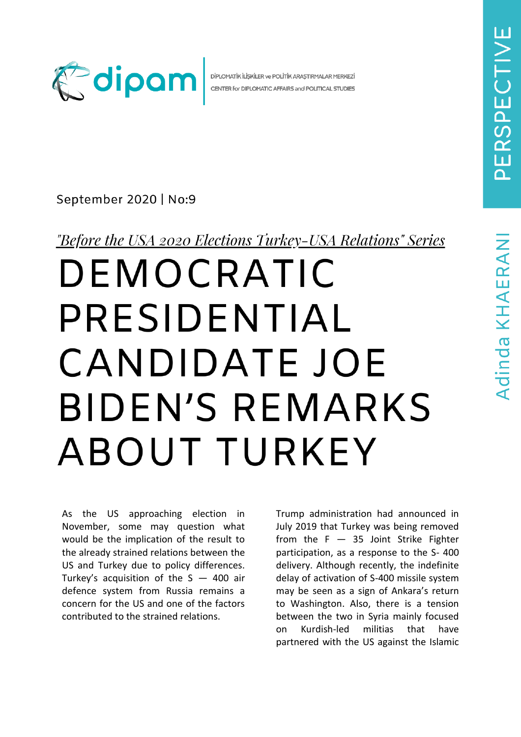DİPLOMATİK İLİŞKİLER ve POLİTİK ARAŞTIRMALAR MERKEZİ
CENTER for DIPLOMATIC AFFAIRS and POLITICAL STUDIES

PERSPECTIVE

September 2020 | No:9

*"Before the USA 2020 Elections Turkey-USA Relations" Series*

# DEMOCRATIC PRESIDENTIAL CANDIDATE JOE BIDEN'S REMARKS ABOUT TURKEY

Adinda KHAERANI

As the US approaching election in November, some may question what would be the implication of the result to the already strained relations between the US and Turkey due to policy differences. Turkey's acquisition of the S — 400 air defence system from Russia remains a concern for the US and one of the factors contributed to the strained relations.

Trump administration had announced in July 2019 that Turkey was being removed from the F — 35 Joint Strike Fighter participation, as a response to the S- 400 delivery. Although recently, the indefinite delay of activation of S-400 missile system may be seen as a sign of Ankara's return to Washington. Also, there is a tension between the two in Syria mainly focused on Kurdish-led militias that have partnered with the US against the Islamic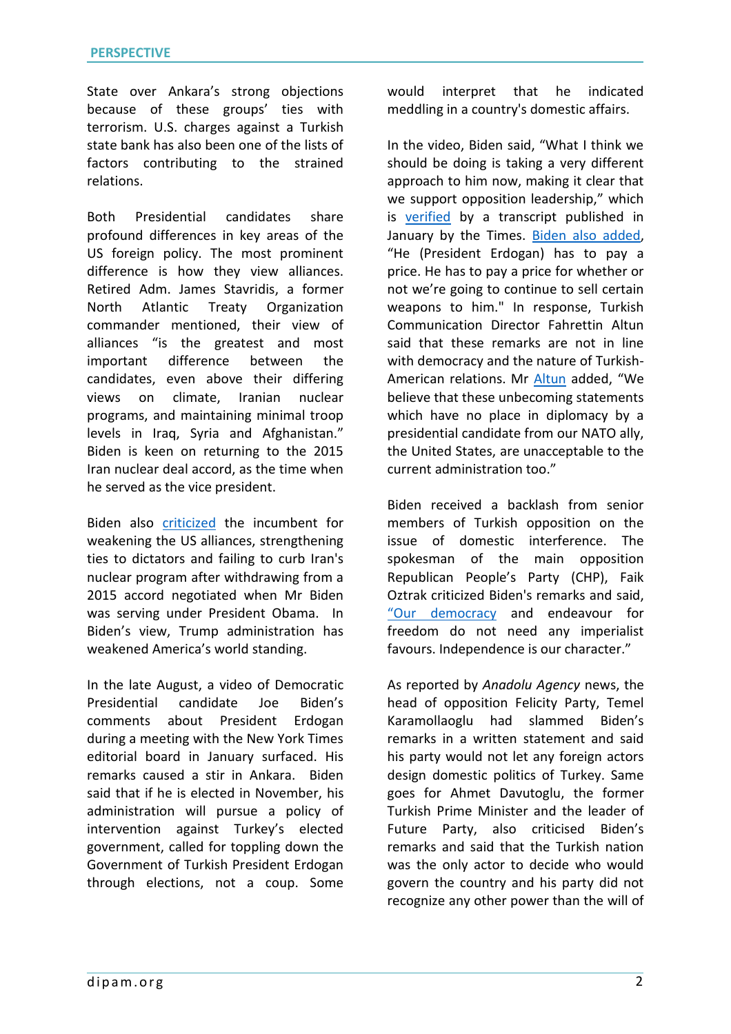State over Ankara's strong objections because of these groups' ties with terrorism. U.S. charges against a Turkish state bank has also been one of the lists of factors contributing to the strained relations.

Both Presidential candidates share profound differences in key areas of the US foreign policy. The most prominent difference is how they view alliances. Retired Adm. James Stavridis, a former North Atlantic Treaty Organization commander mentioned, their view of alliances "is the greatest and most important difference between the candidates, even above their differing views on climate, Iranian nuclear programs, and maintaining minimal troop levels in Iraq, Syria and Afghanistan." Biden is keen on returning to the 2015 Iran nuclear deal accord, as the time when he served as the vice president.

Biden also criticized the incumbent for weakening the US alliances, strengthening ties to dictators and failing to curb Iran's nuclear program after withdrawing from a 2015 accord negotiated when Mr Biden was serving under President Obama. In Biden's view, Trump administration has weakened America's world standing.

In the late August, a video of Democratic Presidential candidate Joe Biden's comments about President Erdogan during a meeting with the New York Times editorial board in January surfaced. His remarks caused a stir in Ankara. Biden said that if he is elected in November, his administration will pursue a policy of intervention against Turkey's elected government, called for toppling down the Government of Turkish President Erdogan through elections, not a coup. Some would interpret that he indicated meddling in a country's domestic affairs.

In the video, Biden said, "What I think we should be doing is taking a very different approach to him now, making it clear that we support opposition leadership," which is verified by a transcript published in January by the Times. Biden also added, "He (President Erdogan) has to pay a price. He has to pay a price for whether or not we're going to continue to sell certain weapons to him." In response, Turkish Communication Director Fahrettin Altun said that these remarks are not in line with democracy and the nature of Turkish-American relations. Mr Altun added, "We believe that these unbecoming statements which have no place in diplomacy by a presidential candidate from our NATO ally, the United States, are unacceptable to the current administration too."

Biden received a backlash from senior members of Turkish opposition on the issue of domestic interference. The spokesman of the main opposition Republican People's Party (CHP), Faik Oztrak criticized Biden's remarks and said, "Our democracy and endeavour for freedom do not need any imperialist favours. Independence is our character."

As reported by *Anadolu Agency* news, the head of opposition Felicity Party, Temel Karamollaoglu had slammed Biden's remarks in a written statement and said his party would not let any foreign actors design domestic politics of Turkey. Same goes for Ahmet Davutoglu, the former Turkish Prime Minister and the leader of Future Party, also criticised Biden's remarks and said that the Turkish nation was the only actor to decide who would govern the country and his party did not recognize any other power than the will of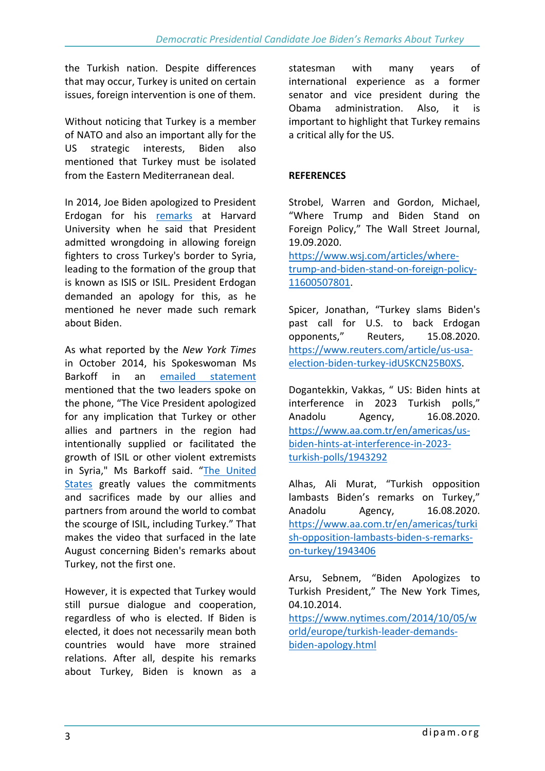the Turkish nation. Despite differences that may occur, Turkey is united on certain issues, foreign intervention is one of them.

Without noticing that Turkey is a member of NATO and also an important ally for the US strategic interests, Biden also mentioned that Turkey must be isolated from the Eastern Mediterranean deal.

In 2014, Joe Biden apologized to President Erdogan for his remarks at Harvard University when he said that President admitted wrongdoing in allowing foreign fighters to cross Turkey's border to Syria, leading to the formation of the group that is known as ISIS or ISIL. President Erdogan demanded an apology for this, as he mentioned he never made such remark about Biden.

As what reported by the *New York Times* in October 2014, his Spokeswoman Ms Barkoff in an emailed statement mentioned that the two leaders spoke on the phone, "The Vice President apologized for any implication that Turkey or other allies and partners in the region had intentionally supplied or facilitated the growth of ISIL or other violent extremists in Syria," Ms Barkoff said. "The United States greatly values the commitments and sacrifices made by our allies and partners from around the world to combat the scourge of ISIL, including Turkey." That makes the video that surfaced in the late August concerning Biden's remarks about Turkey, not the first one.

However, it is expected that Turkey would still pursue dialogue and cooperation, regardless of who is elected. If Biden is elected, it does not necessarily mean both countries would have more strained relations. After all, despite his remarks about Turkey, Biden is known as a statesman with many years of international experience as a former senator and vice president during the Obama administration. Also, it is important to highlight that Turkey remains a critical ally for the US.

**REFERENCES**

Strobel, Warren and Gordon, Michael, "Where Trump and Biden Stand on Foreign Policy," The Wall Street Journal, 19.09.2020. https://www.wsj.com/articles/where-trump-and-biden-stand-on-foreign-policy-11600507801.

Spicer, Jonathan, "Turkey slams Biden's past call for U.S. to back Erdogan opponents," Reuters, 15.08.2020. https://www.reuters.com/article/us-usa-election-biden-turkey-idUSKCN25B0XS.

Dogantekkin, Vakkas, " US: Biden hints at interference in 2023 Turkish polls," Anadolu Agency, 16.08.2020. https://www.aa.com.tr/en/americas/us-biden-hints-at-interference-in-2023-turkish-polls/1943292

Alhas, Ali Murat, "Turkish opposition lambasts Biden's remarks on Turkey," Anadolu Agency, 16.08.2020. https://www.aa.com.tr/en/americas/turkish-opposition-lambasts-biden-s-remarks-on-turkey/1943406

Arsu, Sebnem, "Biden Apologizes to Turkish President," The New York Times, 04.10.2014. https://www.nytimes.com/2014/10/05/world/europe/turkish-leader-demands-biden-apology.html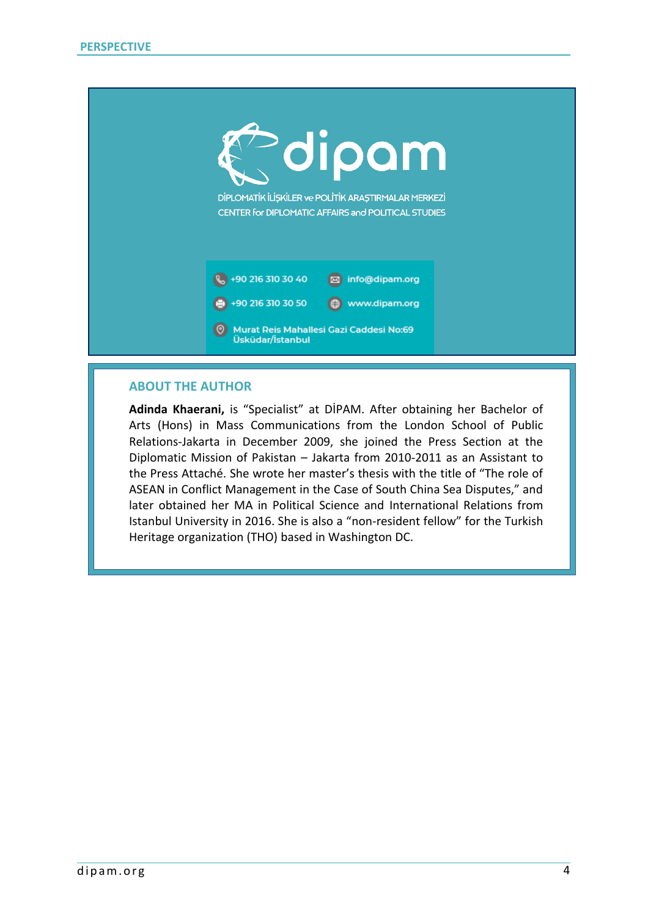dipam

DİPLOMATİK İLİŞKİLER ve POLİTİK ARAŞTIRMALAR MERKEZİ
CENTER for DIPLOMATIC AFFAIRS and POLITICAL STUDIES

+90 216 310 30 40

info@dipam.org

+90 216 310 30 50

www.dipam.org

Murat Reis Mahallesi Gazi Caddesi No:69
Üsküdar/İstanbul

## ABOUT THE AUTHOR

**Adinda Khaerani,** is "Specialist" at DİPAM. After obtaining her Bachelor of Arts (Hons) in Mass Communications from the London School of Public Relations-Jakarta in December 2009, she joined the Press Section at the Diplomatic Mission of Pakistan – Jakarta from 2010-2011 as an Assistant to the Press Attaché. She wrote her master's thesis with the title of "The role of ASEAN in Conflict Management in the Case of South China Sea Disputes," and later obtained her MA in Political Science and International Relations from Istanbul University in 2016. She is also a "non-resident fellow" for the Turkish Heritage organization (THO) based in Washington DC.